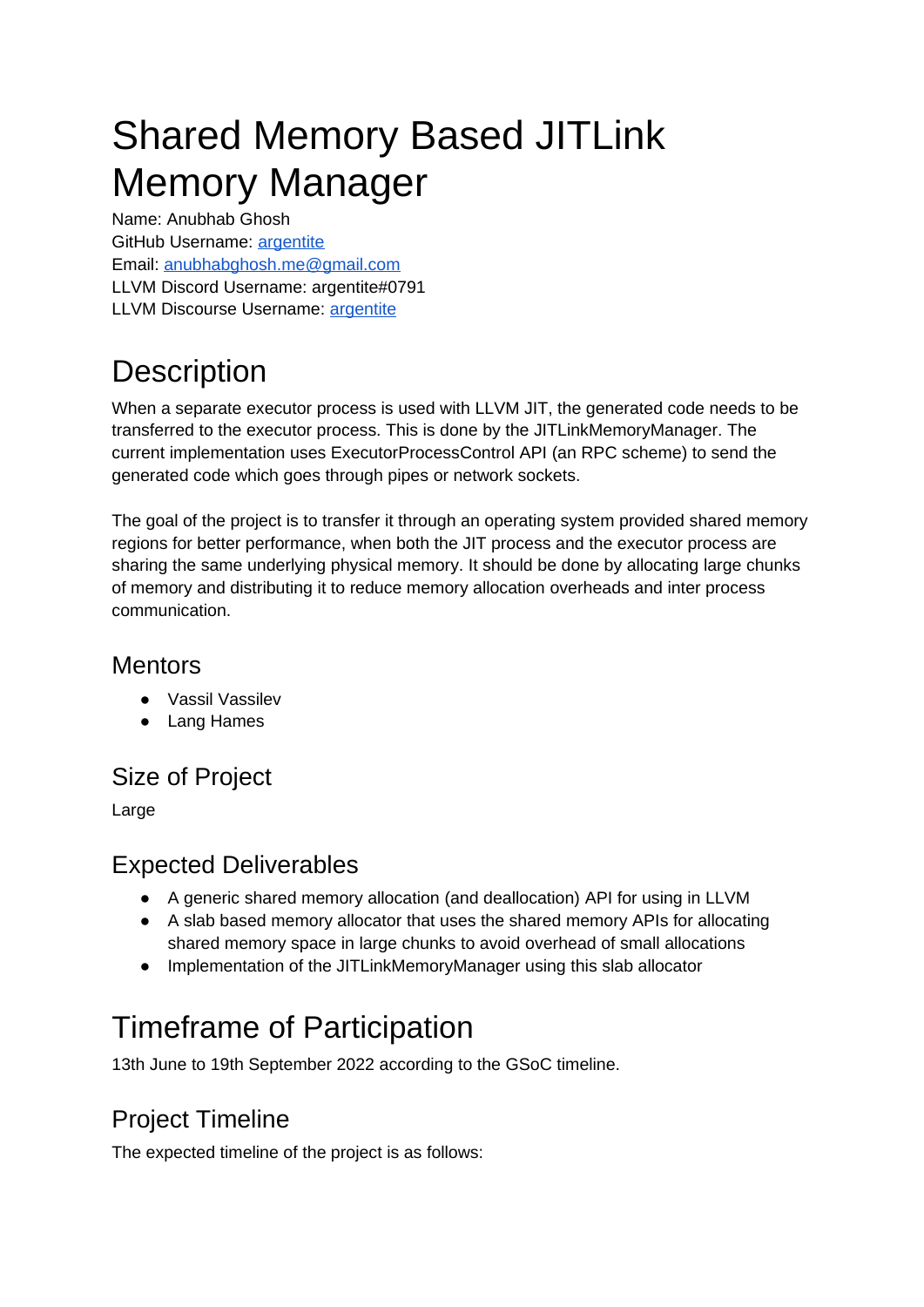# Shared Memory Based JITLink Memory Manager

Name: Anubhab Ghosh
GitHub Username: [argentite]
Email: [anubhabghosh.me@gmail.com]
LLVM Discord Username: argentite#0791
LLVM Discourse Username: [argentite]

# Description

When a separate executor process is used with LLVM JIT, the generated code needs to be transferred to the executor process. This is done by the JITLinkMemoryManager. The current implementation uses ExecutorProcessControl API (an RPC scheme) to send the generated code which goes through pipes or network sockets.

The goal of the project is to transfer it through an operating system provided shared memory regions for better performance, when both the JIT process and the executor process are sharing the same underlying physical memory. It should be done by allocating large chunks of memory and distributing it to reduce memory allocation overheads and inter process communication.

## Mentors

- Vassil Vassilev
- Lang Hames

## Size of Project

Large

## Expected Deliverables

- A generic shared memory allocation (and deallocation) API for using in LLVM
- A slab based memory allocator that uses the shared memory APIs for allocating shared memory space in large chunks to avoid overhead of small allocations
- Implementation of the JITLinkMemoryManager using this slab allocator

# Timeframe of Participation

13th June to 19th September 2022 according to the GSoC timeline.

## Project Timeline

The expected timeline of the project is as follows: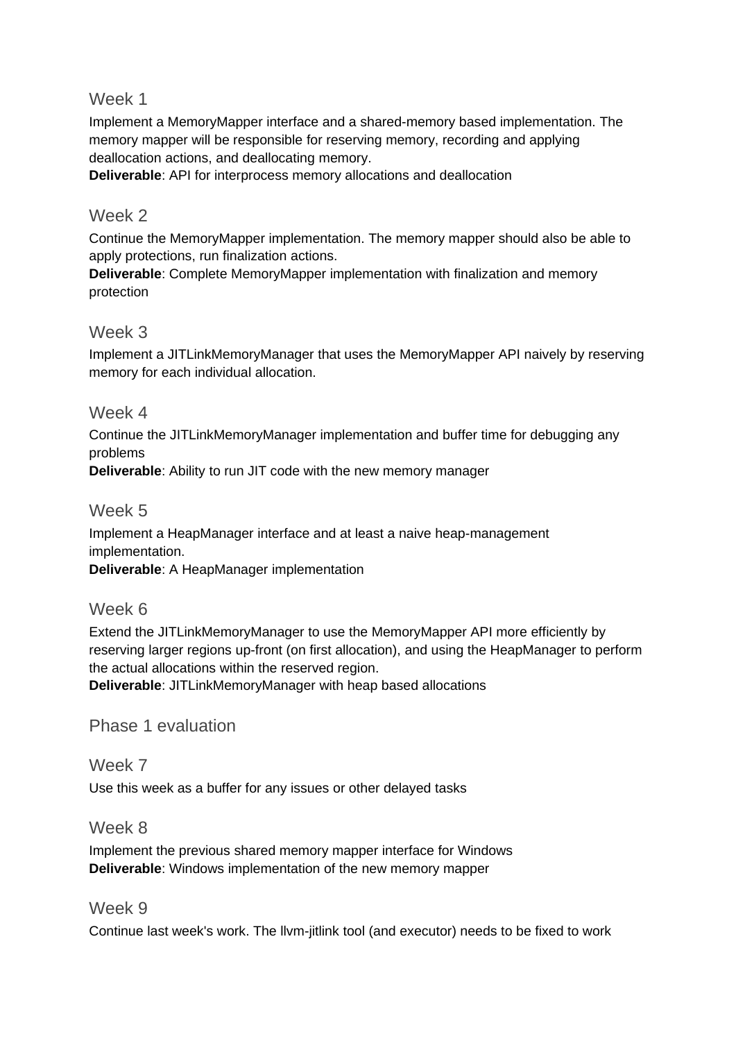## Week 1

Implement a MemoryMapper interface and a shared-memory based implementation. The memory mapper will be responsible for reserving memory, recording and applying deallocation actions, and deallocating memory.
**Deliverable**: API for interprocess memory allocations and deallocation

## Week 2

Continue the MemoryMapper implementation. The memory mapper should also be able to apply protections, run finalization actions.
**Deliverable**: Complete MemoryMapper implementation with finalization and memory protection

## Week 3

Implement a JITLinkMemoryManager that uses the MemoryMapper API naively by reserving memory for each individual allocation.

## Week 4

Continue the JITLinkMemoryManager implementation and buffer time for debugging any problems
**Deliverable**: Ability to run JIT code with the new memory manager

## Week 5

Implement a HeapManager interface and at least a naive heap-management implementation.
**Deliverable**: A HeapManager implementation

## Week 6

Extend the JITLinkMemoryManager to use the MemoryMapper API more efficiently by reserving larger regions up-front (on first allocation), and using the HeapManager to perform the actual allocations within the reserved region.
**Deliverable**: JITLinkMemoryManager with heap based allocations

## Phase 1 evaluation

## Week 7

Use this week as a buffer for any issues or other delayed tasks

## Week 8

Implement the previous shared memory mapper interface for Windows
**Deliverable**: Windows implementation of the new memory mapper

## Week 9

Continue last week's work. The llvm-jitlink tool (and executor) needs to be fixed to work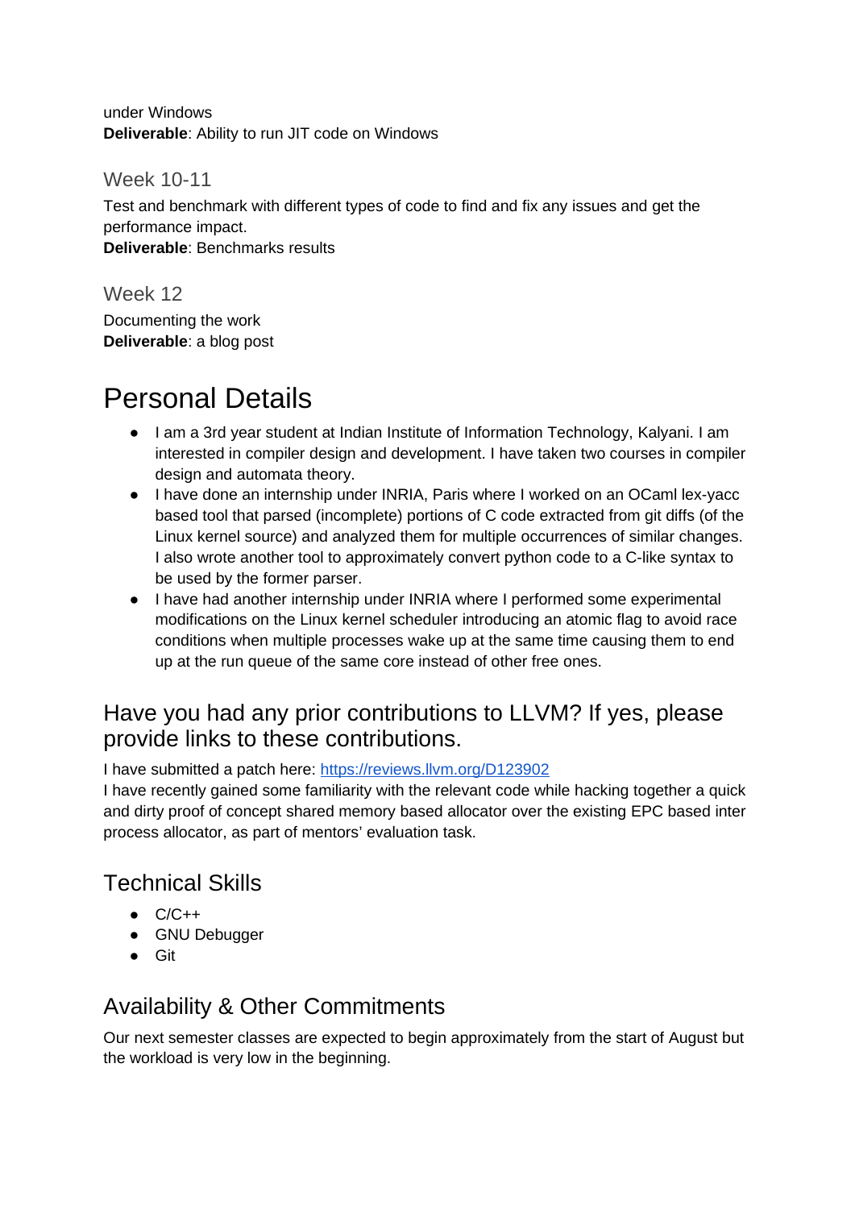under Windows
**Deliverable**: Ability to run JIT code on Windows

### Week 10-11

Test and benchmark with different types of code to find and fix any issues and get the performance impact.
**Deliverable**: Benchmarks results

### Week 12

Documenting the work
**Deliverable**: a blog post

# Personal Details

- I am a 3rd year student at Indian Institute of Information Technology, Kalyani. I am interested in compiler design and development. I have taken two courses in compiler design and automata theory.
- I have done an internship under INRIA, Paris where I worked on an OCaml lex-yacc based tool that parsed (incomplete) portions of C code extracted from git diffs (of the Linux kernel source) and analyzed them for multiple occurrences of similar changes. I also wrote another tool to approximately convert python code to a C-like syntax to be used by the former parser.
- I have had another internship under INRIA where I performed some experimental modifications on the Linux kernel scheduler introducing an atomic flag to avoid race conditions when multiple processes wake up at the same time causing them to end up at the run queue of the same core instead of other free ones.

## Have you had any prior contributions to LLVM? If yes, please provide links to these contributions.

I have submitted a patch here: [https://reviews.llvm.org/D123902](https://reviews.llvm.org/D123902)
I have recently gained some familiarity with the relevant code while hacking together a quick and dirty proof of concept shared memory based allocator over the existing EPC based inter process allocator, as part of mentors' evaluation task.

## Technical Skills

- C/C++
- GNU Debugger
- Git

## Availability & Other Commitments

Our next semester classes are expected to begin approximately from the start of August but the workload is very low in the beginning.